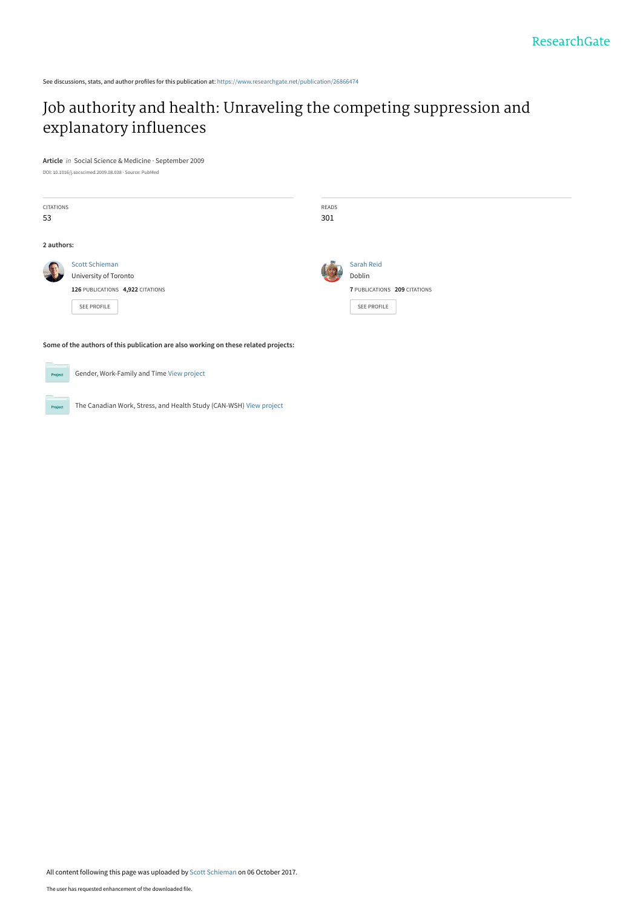See discussions, stats, and author profiles for this publication at: https://www.researchgate.net/publication/26866474

# Job authority and health: Unraveling the competing suppression and explanatory influences

**Article** *in* Social Science & Medicine · September 2009

DOI: 10.1016/j.socscimed.2009.08.038 · Source: PubMed

| CITATIONS | READS |
|---|---|
| 53 | 301 |

**2 authors:**

Scott Schieman
University of Toronto
**126** PUBLICATIONS **4,922** CITATIONS

SEE PROFILE

Sarah Reid
Doblin
**7** PUBLICATIONS **209** CITATIONS

SEE PROFILE

**Some of the authors of this publication are also working on these related projects:**

Project: Gender, Work-Family and Time View project

Project: The Canadian Work, Stress, and Health Study (CAN-WSH) View project

All content following this page was uploaded by Scott Schieman on 06 October 2017.

The user has requested enhancement of the downloaded file.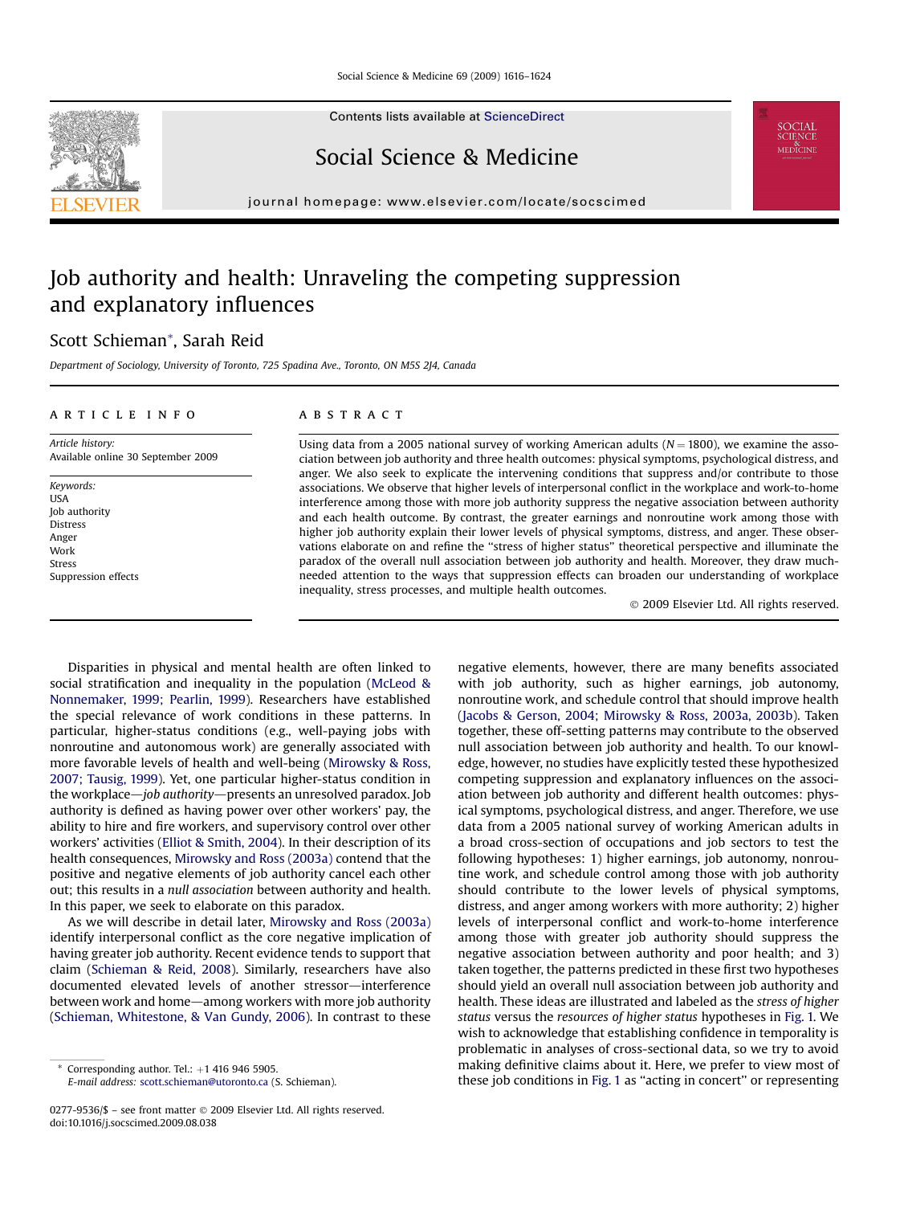# Job authority and health: Unraveling the competing suppression and explanatory influences

Scott Schieman*, Sarah Reid

*Department of Sociology, University of Toronto, 725 Spadina Ave., Toronto, ON M5S 2J4, Canada*

## ARTICLE INFO

*Article history:*
Available online 30 September 2009

*Keywords:*
USA
Job authority
Distress
Anger
Work
Stress
Suppression effects

## ABSTRACT

Using data from a 2005 national survey of working American adults ($N = 1800$), we examine the association between job authority and three health outcomes: physical symptoms, psychological distress, and anger. We also seek to explicate the intervening conditions that suppress and/or contribute to those associations. We observe that higher levels of interpersonal conflict in the workplace and work-to-home interference among those with more job authority suppress the negative association between authority and each health outcome. By contrast, the greater earnings and nonroutine work among those with higher job authority explain their lower levels of physical symptoms, distress, and anger. These observations elaborate on and refine the "stress of higher status" theoretical perspective and illuminate the paradox of the overall null association between job authority and health. Moreover, they draw much-needed attention to the ways that suppression effects can broaden our understanding of workplace inequality, stress processes, and multiple health outcomes.

© 2009 Elsevier Ltd. All rights reserved.

Disparities in physical and mental health are often linked to social stratification and inequality in the population (McLeod & Nonnemaker, 1999; Pearlin, 1999). Researchers have established the special relevance of work conditions in these patterns. In particular, higher-status conditions (e.g., well-paying jobs with nonroutine and autonomous work) are generally associated with more favorable levels of health and well-being (Mirowsky & Ross, 2007; Tausig, 1999). Yet, one particular higher-status condition in the workplace—*job authority*—presents an unresolved paradox. Job authority is defined as having power over other workers' pay, the ability to hire and fire workers, and supervisory control over other workers' activities (Elliot & Smith, 2004). In their description of its health consequences, Mirowsky and Ross (2003a) contend that the positive and negative elements of job authority cancel each other out; this results in a *null association* between authority and health. In this paper, we seek to elaborate on this paradox.

As we will describe in detail later, Mirowsky and Ross (2003a) identify interpersonal conflict as the core negative implication of having greater job authority. Recent evidence tends to support that claim (Schieman & Reid, 2008). Similarly, researchers have also documented elevated levels of another stressor—interference between work and home—among workers with more job authority (Schieman, Whitestone, & Van Gundy, 2006). In contrast to these negative elements, however, there are many benefits associated with job authority, such as higher earnings, job autonomy, nonroutine work, and schedule control that should improve health (Jacobs & Gerson, 2004; Mirowsky & Ross, 2003a, 2003b). Taken together, these off-setting patterns may contribute to the observed null association between job authority and health. To our knowledge, however, no studies have explicitly tested these hypothesized competing suppression and explanatory influences on the association between job authority and different health outcomes: physical symptoms, psychological distress, and anger. Therefore, we use data from a 2005 national survey of working American adults in a broad cross-section of occupations and job sectors to test the following hypotheses: 1) higher earnings, job autonomy, nonroutine work, and schedule control among those with job authority should contribute to the lower levels of physical symptoms, distress, and anger among workers with more authority; 2) higher levels of interpersonal conflict and work-to-home interference among those with greater job authority should suppress the negative association between authority and poor health; and 3) taken together, the patterns predicted in these first two hypotheses should yield an overall null association between job authority and health. These ideas are illustrated and labeled as the *stress of higher status* versus the *resources of higher status* hypotheses in Fig. 1. We wish to acknowledge that establishing confidence in temporality is problematic in analyses of cross-sectional data, so we try to avoid making definitive claims about it. Here, we prefer to view most of these job conditions in Fig. 1 as "acting in concert" or representing

---

* Corresponding author. Tel.: +1 416 946 5905.
*E-mail address:* scott.schieman@utoronto.ca (S. Schieman).

0277-9536/$ – see front matter © 2009 Elsevier Ltd. All rights reserved.
doi:10.1016/j.socscimed.2009.08.038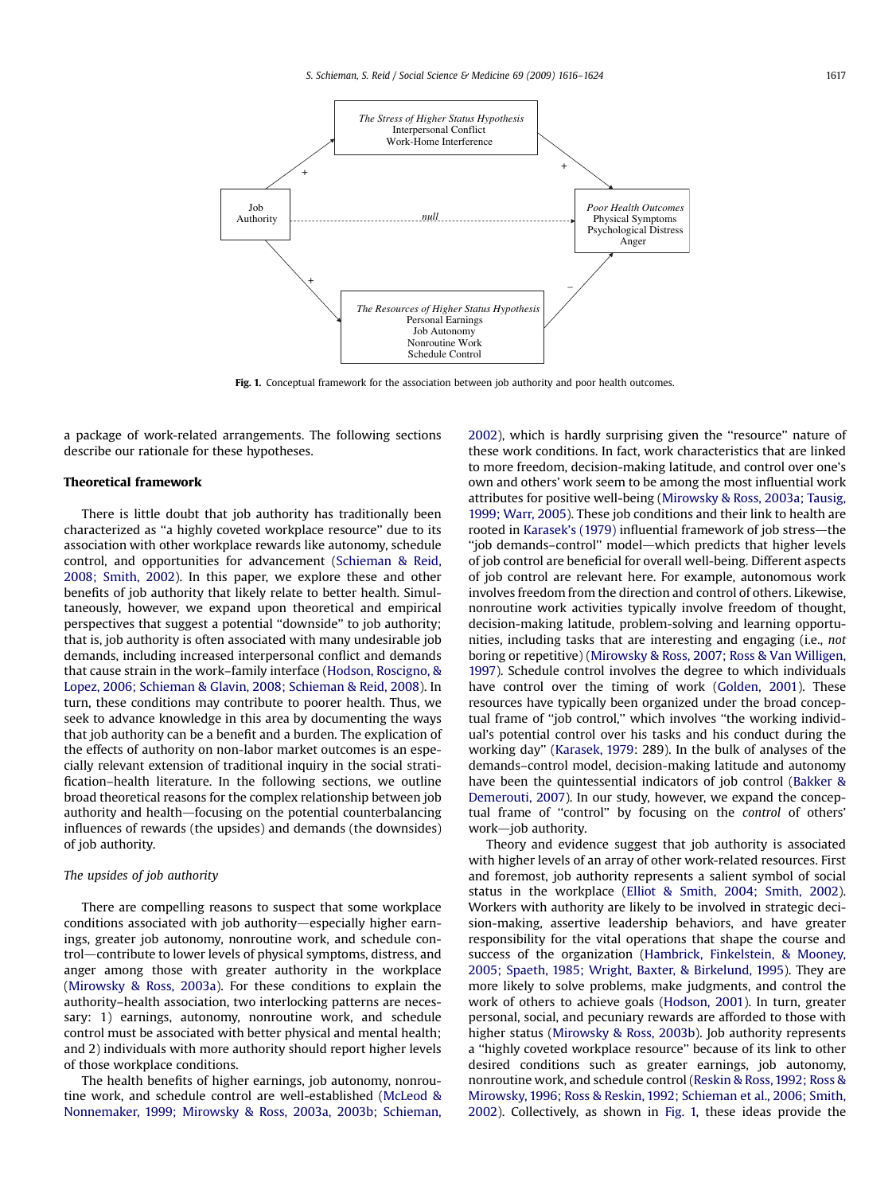**Fig. 1.** Conceptual framework for the association between job authority and poor health outcomes.

a package of work-related arrangements. The following sections describe our rationale for these hypotheses.

## Theoretical framework

There is little doubt that job authority has traditionally been characterized as ''a highly coveted workplace resource'' due to its association with other workplace rewards like autonomy, schedule control, and opportunities for advancement (Schieman & Reid, 2008; Smith, 2002). In this paper, we explore these and other benefits of job authority that likely relate to better health. Simultaneously, however, we expand upon theoretical and empirical perspectives that suggest a potential ''downside'' to job authority; that is, job authority is often associated with many undesirable job demands, including increased interpersonal conflict and demands that cause strain in the work–family interface (Hodson, Roscigno, & Lopez, 2006; Schieman & Glavin, 2008; Schieman & Reid, 2008). In turn, these conditions may contribute to poorer health. Thus, we seek to advance knowledge in this area by documenting the ways that job authority can be a benefit and a burden. The explication of the effects of authority on non-labor market outcomes is an especially relevant extension of traditional inquiry in the social stratification–health literature. In the following sections, we outline broad theoretical reasons for the complex relationship between job authority and health—focusing on the potential counterbalancing influences of rewards (the upsides) and demands (the downsides) of job authority.

### *The upsides of job authority*

There are compelling reasons to suspect that some workplace conditions associated with job authority—especially higher earnings, greater job autonomy, nonroutine work, and schedule control—contribute to lower levels of physical symptoms, distress, and anger among those with greater authority in the workplace (Mirowsky & Ross, 2003a). For these conditions to explain the authority–health association, two interlocking patterns are necessary: 1) earnings, autonomy, nonroutine work, and schedule control must be associated with better physical and mental health; and 2) individuals with more authority should report higher levels of those workplace conditions.

The health benefits of higher earnings, job autonomy, nonroutine work, and schedule control are well-established (McLeod & Nonnemaker, 1999; Mirowsky & Ross, 2003a, 2003b; Schieman, 2002), which is hardly surprising given the ''resource'' nature of these work conditions. In fact, work characteristics that are linked to more freedom, decision-making latitude, and control over one's own and others' work seem to be among the most influential work attributes for positive well-being (Mirowsky & Ross, 2003a; Tausig, 1999; Warr, 2005). These job conditions and their link to health are rooted in Karasek's (1979) influential framework of job stress—the ''job demands–control'' model—which predicts that higher levels of job control are beneficial for overall well-being. Different aspects of job control are relevant here. For example, autonomous work involves freedom from the direction and control of others. Likewise, nonroutine work activities typically involve freedom of thought, decision-making latitude, problem-solving and learning opportunities, including tasks that are interesting and engaging (i.e., *not* boring or repetitive) (Mirowsky & Ross, 2007; Ross & Van Willigen, 1997). Schedule control involves the degree to which individuals have control over the timing of work (Golden, 2001). These resources have typically been organized under the broad conceptual frame of ''job control,'' which involves ''the working individual's potential control over his tasks and his conduct during the working day'' (Karasek, 1979: 289). In the bulk of analyses of the demands–control model, decision-making latitude and autonomy have been the quintessential indicators of job control (Bakker & Demerouti, 2007). In our study, however, we expand the conceptual frame of ''control'' by focusing on the *control* of others' work—job authority.

Theory and evidence suggest that job authority is associated with higher levels of an array of other work-related resources. First and foremost, job authority represents a salient symbol of social status in the workplace (Elliot & Smith, 2004; Smith, 2002). Workers with authority are likely to be involved in strategic decision-making, assertive leadership behaviors, and have greater responsibility for the vital operations that shape the course and success of the organization (Hambrick, Finkelstein, & Mooney, 2005; Spaeth, 1985; Wright, Baxter, & Birkelund, 1995). They are more likely to solve problems, make judgments, and control the work of others to achieve goals (Hodson, 2001). In turn, greater personal, social, and pecuniary rewards are afforded to those with higher status (Mirowsky & Ross, 2003b). Job authority represents a ''highly coveted workplace resource'' because of its link to other desired conditions such as greater earnings, job autonomy, nonroutine work, and schedule control (Reskin & Ross, 1992; Ross & Mirowsky, 1996; Ross & Reskin, 1992; Schieman et al., 2006; Smith, 2002). Collectively, as shown in Fig. 1, these ideas provide the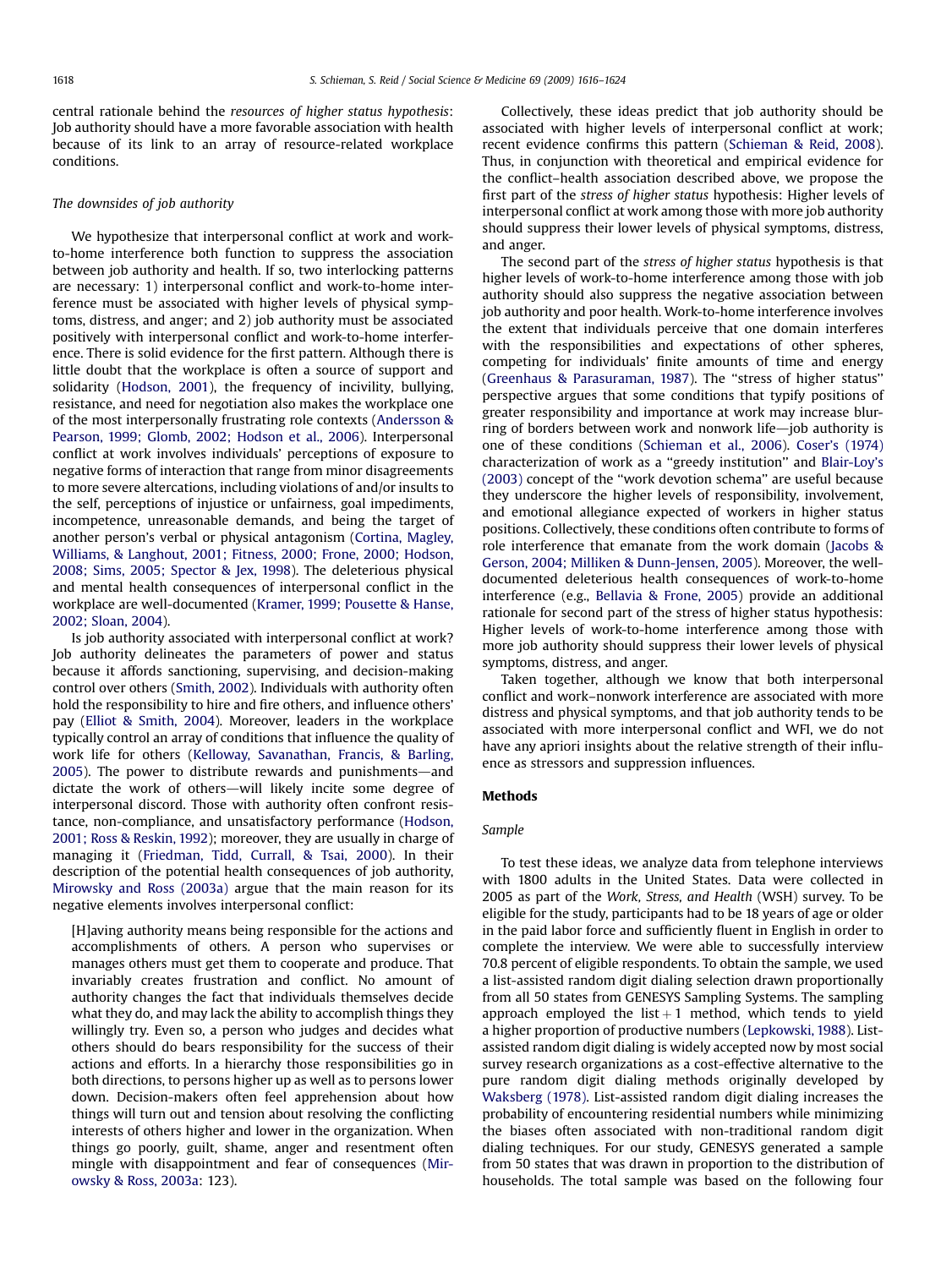central rationale behind the *resources of higher status hypothesis*: Job authority should have a more favorable association with health because of its link to an array of resource-related workplace conditions.

### The downsides of job authority

We hypothesize that interpersonal conflict at work and work-to-home interference both function to suppress the association between job authority and health. If so, two interlocking patterns are necessary: 1) interpersonal conflict and work-to-home interference must be associated with higher levels of physical symptoms, distress, and anger; and 2) job authority must be associated positively with interpersonal conflict and work-to-home interference. There is solid evidence for the first pattern. Although there is little doubt that the workplace is often a source of support and solidarity (Hodson, 2001), the frequency of incivility, bullying, resistance, and need for negotiation also makes the workplace one of the most interpersonally frustrating role contexts (Andersson & Pearson, 1999; Glomb, 2002; Hodson et al., 2006). Interpersonal conflict at work involves individuals' perceptions of exposure to negative forms of interaction that range from minor disagreements to more severe altercations, including violations of and/or insults to the self, perceptions of injustice or unfairness, goal impediments, incompetence, unreasonable demands, and being the target of another person's verbal or physical antagonism (Cortina, Magley, Williams, & Langhout, 2001; Fitness, 2000; Frone, 2000; Hodson, 2008; Sims, 2005; Spector & Jex, 1998). The deleterious physical and mental health consequences of interpersonal conflict in the workplace are well-documented (Kramer, 1999; Pousette & Hanse, 2002; Sloan, 2004).

Is job authority associated with interpersonal conflict at work? Job authority delineates the parameters of power and status because it affords sanctioning, supervising, and decision-making control over others (Smith, 2002). Individuals with authority often hold the responsibility to hire and fire others, and influence others' pay (Elliot & Smith, 2004). Moreover, leaders in the workplace typically control an array of conditions that influence the quality of work life for others (Kelloway, Savanathan, Francis, & Barling, 2005). The power to distribute rewards and punishments—and dictate the work of others—will likely incite some degree of interpersonal discord. Those with authority often confront resistance, non-compliance, and unsatisfactory performance (Hodson, 2001; Ross & Reskin, 1992); moreover, they are usually in charge of managing it (Friedman, Tidd, Currall, & Tsai, 2000). In their description of the potential health consequences of job authority, Mirowsky and Ross (2003a) argue that the main reason for its negative elements involves interpersonal conflict:

> [H]aving authority means being responsible for the actions and accomplishments of others. A person who supervises or manages others must get them to cooperate and produce. That invariably creates frustration and conflict. No amount of authority changes the fact that individuals themselves decide what they do, and may lack the ability to accomplish things they willingly try. Even so, a person who judges and decides what others should do bears responsibility for the success of their actions and efforts. In a hierarchy those responsibilities go in both directions, to persons higher up as well as to persons lower down. Decision-makers often feel apprehension about how things will turn out and tension about resolving the conflicting interests of others higher and lower in the organization. When things go poorly, guilt, shame, anger and resentment often mingle with disappointment and fear of consequences (Mirowsky & Ross, 2003a: 123).

Collectively, these ideas predict that job authority should be associated with higher levels of interpersonal conflict at work; recent evidence confirms this pattern (Schieman & Reid, 2008). Thus, in conjunction with theoretical and empirical evidence for the conflict–health association described above, we propose the first part of the *stress of higher status* hypothesis: Higher levels of interpersonal conflict at work among those with more job authority should suppress their lower levels of physical symptoms, distress, and anger.

The second part of the *stress of higher status* hypothesis is that higher levels of work-to-home interference among those with job authority should also suppress the negative association between job authority and poor health. Work-to-home interference involves the extent that individuals perceive that one domain interferes with the responsibilities and expectations of other spheres, competing for individuals' finite amounts of time and energy (Greenhaus & Parasuraman, 1987). The "stress of higher status" perspective argues that some conditions that typify positions of greater responsibility and importance at work may increase blurring of borders between work and nonwork life—job authority is one of these conditions (Schieman et al., 2006). Coser's (1974) characterization of work as a "greedy institution" and Blair-Loy's (2003) concept of the "work devotion schema" are useful because they underscore the higher levels of responsibility, involvement, and emotional allegiance expected of workers in higher status positions. Collectively, these conditions often contribute to forms of role interference that emanate from the work domain (Jacobs & Gerson, 2004; Milliken & Dunn-Jensen, 2005). Moreover, the well-documented deleterious health consequences of work-to-home interference (e.g., Bellavia & Frone, 2005) provide an additional rationale for second part of the stress of higher status hypothesis: Higher levels of work-to-home interference among those with more job authority should suppress their lower levels of physical symptoms, distress, and anger.

Taken together, although we know that both interpersonal conflict and work–nonwork interference are associated with more distress and physical symptoms, and that job authority tends to be associated with more interpersonal conflict and WFI, we do not have any apriori insights about the relative strength of their influence as stressors and suppression influences.

## Methods

### Sample

To test these ideas, we analyze data from telephone interviews with 1800 adults in the United States. Data were collected in 2005 as part of the *Work, Stress, and Health* (WSH) survey. To be eligible for the study, participants had to be 18 years of age or older in the paid labor force and sufficiently fluent in English in order to complete the interview. We were able to successfully interview 70.8 percent of eligible respondents. To obtain the sample, we used a list-assisted random digit dialing selection drawn proportionally from all 50 states from GENESYS Sampling Systems. The sampling approach employed the list + 1 method, which tends to yield a higher proportion of productive numbers (Lepkowski, 1988). List-assisted random digit dialing is widely accepted now by most social survey research organizations as a cost-effective alternative to the pure random digit dialing methods originally developed by Waksberg (1978). List-assisted random digit dialing increases the probability of encountering residential numbers while minimizing the biases often associated with non-traditional random digit dialing techniques. For our study, GENESYS generated a sample from 50 states that was drawn in proportion to the distribution of households. The total sample was based on the following four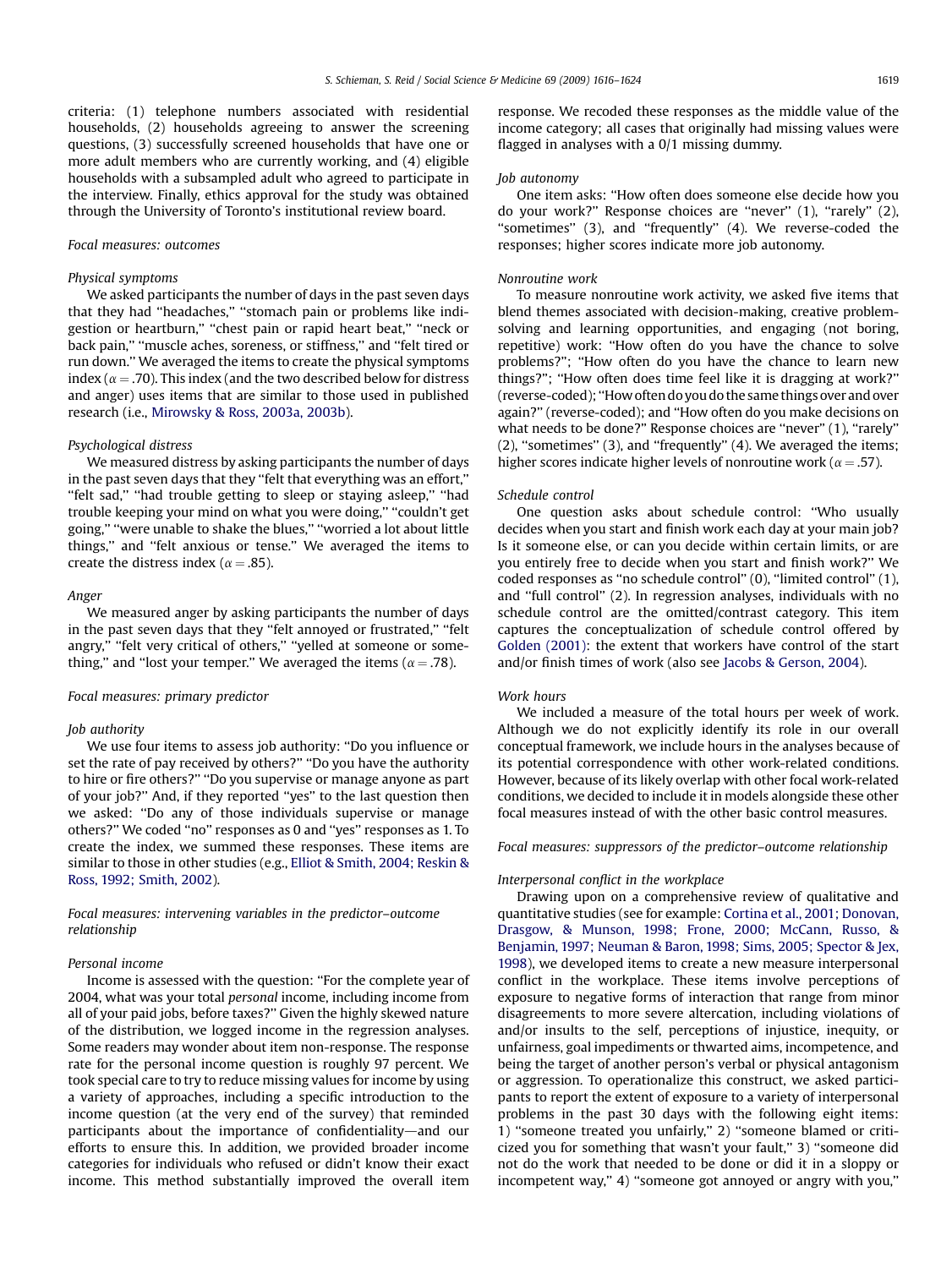criteria: (1) telephone numbers associated with residential households, (2) households agreeing to answer the screening questions, (3) successfully screened households that have one or more adult members who are currently working, and (4) eligible households with a subsampled adult who agreed to participate in the interview. Finally, ethics approval for the study was obtained through the University of Toronto's institutional review board.

### Focal measures: outcomes

#### Physical symptoms

We asked participants the number of days in the past seven days that they had "headaches," "stomach pain or problems like indigestion or heartburn," "chest pain or rapid heart beat," "neck or back pain," "muscle aches, soreness, or stiffness," and "felt tired or run down." We averaged the items to create the physical symptoms index ($\alpha = .70$). This index (and the two described below for distress and anger) uses items that are similar to those used in published research (i.e., Mirowsky & Ross, 2003a, 2003b).

#### Psychological distress

We measured distress by asking participants the number of days in the past seven days that they "felt that everything was an effort," "felt sad," "had trouble getting to sleep or staying asleep," "had trouble keeping your mind on what you were doing," "couldn't get going," "were unable to shake the blues," "worried a lot about little things," and "felt anxious or tense." We averaged the items to create the distress index ($\alpha = .85$).

#### Anger

We measured anger by asking participants the number of days in the past seven days that they "felt annoyed or frustrated," "felt angry," "felt very critical of others," "yelled at someone or something," and "lost your temper." We averaged the items ($\alpha = .78$).

### Focal measures: primary predictor

#### Job authority

We use four items to assess job authority: "Do you influence or set the rate of pay received by others?" "Do you have the authority to hire or fire others?" "Do you supervise or manage anyone as part of your job?" And, if they reported "yes" to the last question then we asked: "Do any of those individuals supervise or manage others?" We coded "no" responses as 0 and "yes" responses as 1. To create the index, we summed these responses. These items are similar to those in other studies (e.g., Elliot & Smith, 2004; Reskin & Ross, 1992; Smith, 2002).

### Focal measures: intervening variables in the predictor–outcome relationship

#### Personal income

Income is assessed with the question: "For the complete year of 2004, what was your total *personal* income, including income from all of your paid jobs, before taxes?" Given the highly skewed nature of the distribution, we logged income in the regression analyses. Some readers may wonder about item non-response. The response rate for the personal income question is roughly 97 percent. We took special care to try to reduce missing values for income by using a variety of approaches, including a specific introduction to the income question (at the very end of the survey) that reminded participants about the importance of confidentiality—and our efforts to ensure this. In addition, we provided broader income categories for individuals who refused or didn't know their exact income. This method substantially improved the overall item response. We recoded these responses as the middle value of the income category; all cases that originally had missing values were flagged in analyses with a 0/1 missing dummy.

#### Job autonomy

One item asks: "How often does someone else decide how you do your work?" Response choices are "never" (1), "rarely" (2), "sometimes" (3), and "frequently" (4). We reverse-coded the responses; higher scores indicate more job autonomy.

#### Nonroutine work

To measure nonroutine work activity, we asked five items that blend themes associated with decision-making, creative problem-solving and learning opportunities, and engaging (not boring, repetitive) work: "How often do you have the chance to solve problems?"; "How often do you have the chance to learn new things?"; "How often does time feel like it is dragging at work?" (reverse-coded); "How often do you do the same things over and over again?" (reverse-coded); and "How often do you make decisions on what needs to be done?" Response choices are "never" (1), "rarely" (2), "sometimes" (3), and "frequently" (4). We averaged the items; higher scores indicate higher levels of nonroutine work ($\alpha = .57$).

#### Schedule control

One question asks about schedule control: "Who usually decides when you start and finish work each day at your main job? Is it someone else, or can you decide within certain limits, or are you entirely free to decide when you start and finish work?" We coded responses as "no schedule control" (0), "limited control" (1), and "full control" (2). In regression analyses, individuals with no schedule control are the omitted/contrast category. This item captures the conceptualization of schedule control offered by Golden (2001): the extent that workers have control of the start and/or finish times of work (also see Jacobs & Gerson, 2004).

#### Work hours

We included a measure of the total hours per week of work. Although we do not explicitly identify its role in our overall conceptual framework, we include hours in the analyses because of its potential correspondence with other work-related conditions. However, because of its likely overlap with other focal work-related conditions, we decided to include it in models alongside these other focal measures instead of with the other basic control measures.

### Focal measures: suppressors of the predictor–outcome relationship

#### Interpersonal conflict in the workplace

Drawing upon on a comprehensive review of qualitative and quantitative studies (see for example: Cortina et al., 2001; Donovan, Drasgow, & Munson, 1998; Frone, 2000; McCann, Russo, & Benjamin, 1997; Neuman & Baron, 1998; Sims, 2005; Spector & Jex, 1998), we developed items to create a new measure interpersonal conflict in the workplace. These items involve perceptions of exposure to negative forms of interaction that range from minor disagreements to more severe altercation, including violations of and/or insults to the self, perceptions of injustice, inequity, or unfairness, goal impediments or thwarted aims, incompetence, and being the target of another person's verbal or physical antagonism or aggression. To operationalize this construct, we asked participants to report the extent of exposure to a variety of interpersonal problems in the past 30 days with the following eight items: 1) "someone treated you unfairly," 2) "someone blamed or criticized you for something that wasn't your fault," 3) "someone did not do the work that needed to be done or did it in a sloppy or incompetent way," 4) "someone got annoyed or angry with you,"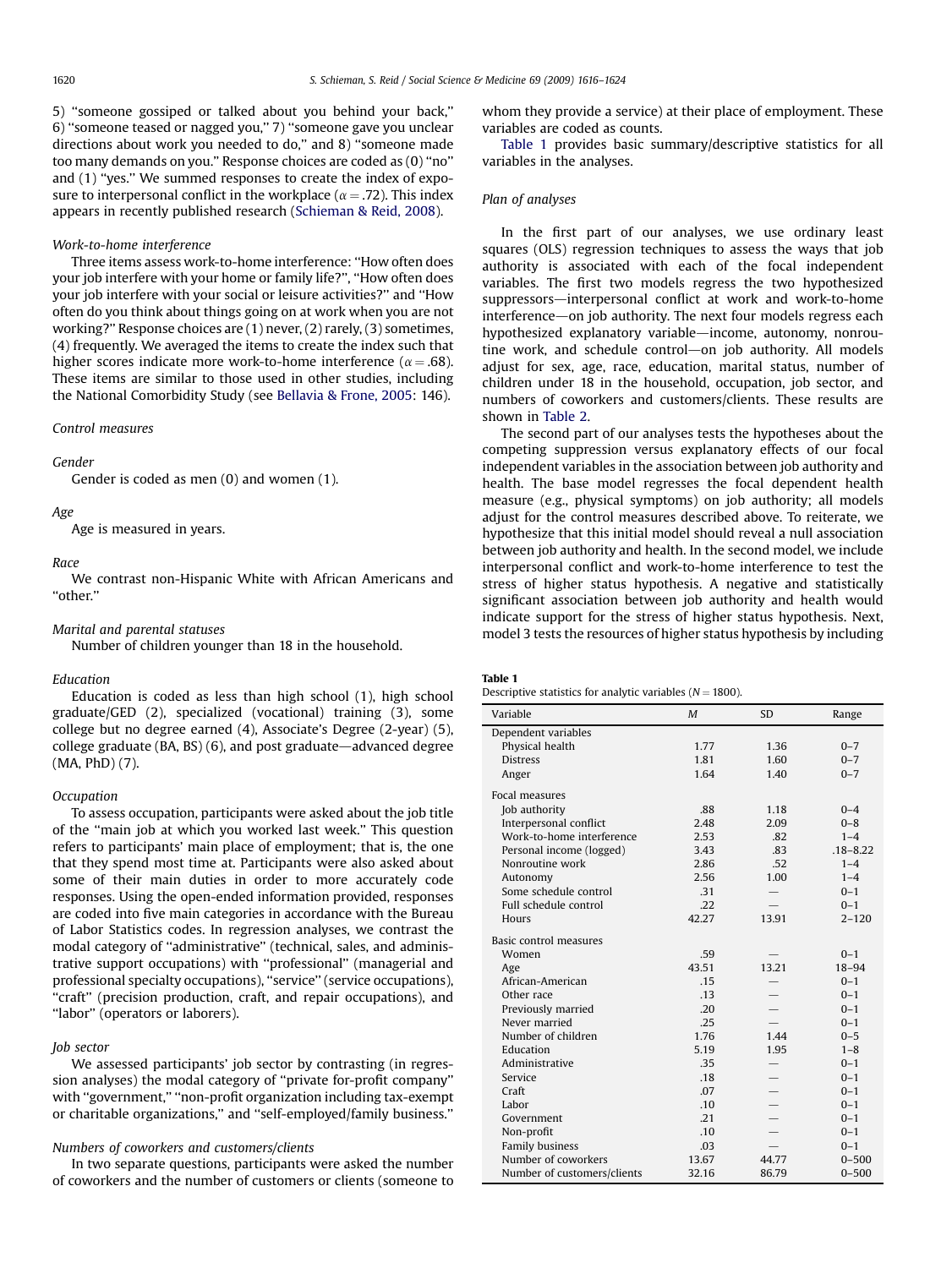5) "someone gossiped or talked about you behind your back," 6) "someone teased or nagged you," 7) "someone gave you unclear directions about work you needed to do," and 8) "someone made too many demands on you." Response choices are coded as (0) "no" and (1) "yes." We summed responses to create the index of exposure to interpersonal conflict in the workplace ($\alpha = .72$). This index appears in recently published research (Schieman & Reid, 2008).

*Work-to-home interference*

Three items assess work-to-home interference: "How often does your job interfere with your home or family life?", "How often does your job interfere with your social or leisure activities?" and "How often do you think about things going on at work when you are not working?" Response choices are (1) never, (2) rarely, (3) sometimes, (4) frequently. We averaged the items to create the index such that higher scores indicate more work-to-home interference ($\alpha = .68$). These items are similar to those used in other studies, including the National Comorbidity Study (see Bellavia & Frone, 2005: 146).

*Control measures*

*Gender*

Gender is coded as men (0) and women (1).

*Age*

Age is measured in years.

*Race*

We contrast non-Hispanic White with African Americans and "other."

*Marital and parental statuses*

Number of children younger than 18 in the household.

*Education*

Education is coded as less than high school (1), high school graduate/GED (2), specialized (vocational) training (3), some college but no degree earned (4), Associate's Degree (2-year) (5), college graduate (BA, BS) (6), and post graduate—advanced degree (MA, PhD) (7).

*Occupation*

To assess occupation, participants were asked about the job title of the "main job at which you worked last week." This question refers to participants' main place of employment; that is, the one that they spend most time at. Participants were also asked about some of their main duties in order to more accurately code responses. Using the open-ended information provided, responses are coded into five main categories in accordance with the Bureau of Labor Statistics codes. In regression analyses, we contrast the modal category of "administrative" (technical, sales, and administrative support occupations) with "professional" (managerial and professional specialty occupations), "service" (service occupations), "craft" (precision production, craft, and repair occupations), and "labor" (operators or laborers).

*Job sector*

We assessed participants' job sector by contrasting (in regression analyses) the modal category of "private for-profit company" with "government," "non-profit organization including tax-exempt or charitable organizations," and "self-employed/family business."

*Numbers of coworkers and customers/clients*

In two separate questions, participants were asked the number of coworkers and the number of customers or clients (someone to whom they provide a service) at their place of employment. These variables are coded as counts.

Table 1 provides basic summary/descriptive statistics for all variables in the analyses.

*Plan of analyses*

In the first part of our analyses, we use ordinary least squares (OLS) regression techniques to assess the ways that job authority is associated with each of the focal independent variables. The first two models regress the two hypothesized suppressors—interpersonal conflict at work and work-to-home interference—on job authority. The next four models regress each hypothesized explanatory variable—income, autonomy, nonroutine work, and schedule control—on job authority. All models adjust for sex, age, race, education, marital status, number of children under 18 in the household, occupation, job sector, and numbers of coworkers and customers/clients. These results are shown in Table 2.

The second part of our analyses tests the hypotheses about the competing suppression versus explanatory effects of our focal independent variables in the association between job authority and health. The base model regresses the focal dependent health measure (e.g., physical symptoms) on job authority; all models adjust for the control measures described above. To reiterate, we hypothesize that this initial model should reveal a null association between job authority and health. In the second model, we include interpersonal conflict and work-to-home interference to test the stress of higher status hypothesis. A negative and statistically significant association between job authority and health would indicate support for the stress of higher status hypothesis. Next, model 3 tests the resources of higher status hypothesis by including

**Table 1**
Descriptive statistics for analytic variables ($N = 1800$).

| Variable | *M* | SD | Range |
|---|---|---|---|
| Dependent variables | | | |
| Physical health | 1.77 | 1.36 | 0–7 |
| Distress | 1.81 | 1.60 | 0–7 |
| Anger | 1.64 | 1.40 | 0–7 |
| Focal measures | | | |
| Job authority | .88 | 1.18 | 0–4 |
| Interpersonal conflict | 2.48 | 2.09 | 0–8 |
| Work-to-home interference | 2.53 | .82 | 1–4 |
| Personal income (logged) | 3.43 | .83 | .18–8.22 |
| Nonroutine work | 2.86 | .52 | 1–4 |
| Autonomy | 2.56 | 1.00 | 1–4 |
| Some schedule control | .31 | — | 0–1 |
| Full schedule control | .22 | — | 0–1 |
| Hours | 42.27 | 13.91 | 2–120 |
| Basic control measures | | | |
| Women | .59 | — | 0–1 |
| Age | 43.51 | 13.21 | 18–94 |
| African-American | .15 | — | 0–1 |
| Other race | .13 | — | 0–1 |
| Previously married | .20 | — | 0–1 |
| Never married | .25 | — | 0–1 |
| Number of children | 1.76 | 1.44 | 0–5 |
| Education | 5.19 | 1.95 | 1–8 |
| Administrative | .35 | — | 0–1 |
| Service | .18 | — | 0–1 |
| Craft | .07 | — | 0–1 |
| Labor | .10 | — | 0–1 |
| Government | .21 | — | 0–1 |
| Non-profit | .10 | — | 0–1 |
| Family business | .03 | — | 0–1 |
| Number of coworkers | 13.67 | 44.77 | 0–500 |
| Number of customers/clients | 32.16 | 86.79 | 0–500 |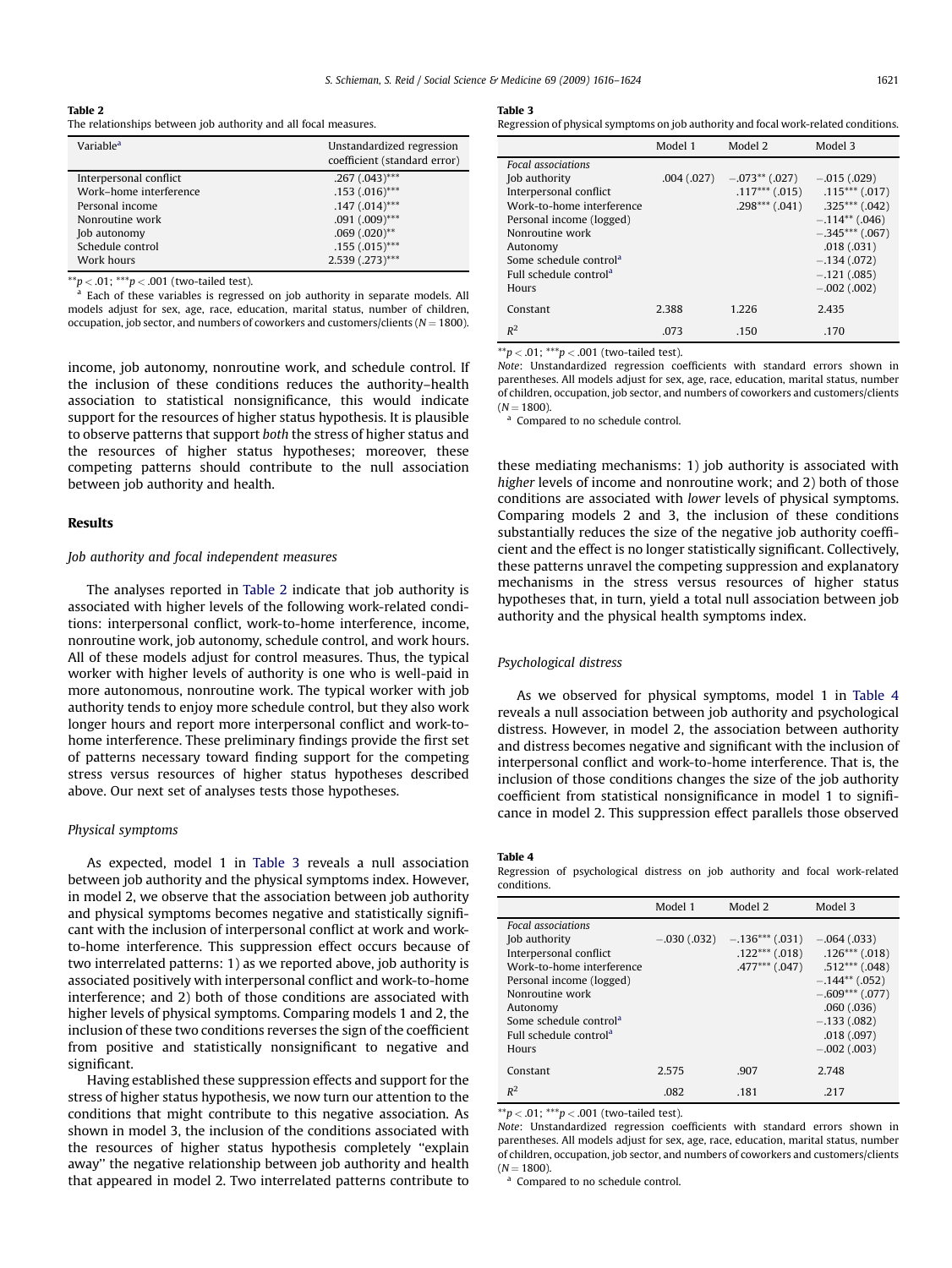**Table 2**
The relationships between job authority and all focal measures.

| Variable[a] | Unstandardized regression coefficient (standard error) |
|---|---|
| Interpersonal conflict | .267 (.043)*** |
| Work–home interference | .153 (.016)*** |
| Personal income | .147 (.014)*** |
| Nonroutine work | .091 (.009)*** |
| Job autonomy | .069 (.020)** |
| Schedule control | .155 (.015)*** |
| Work hours | 2.539 (.273)*** |

**$p < .01$; ***$p < .001$ (two-tailed test).

[a] Each of these variables is regressed on job authority in separate models. All models adjust for sex, age, race, education, marital status, number of children, occupation, job sector, and numbers of coworkers and customers/clients ($N = 1800$).

income, job autonomy, nonroutine work, and schedule control. If the inclusion of these conditions reduces the authority–health association to statistical nonsignificance, this would indicate support for the resources of higher status hypothesis. It is plausible to observe patterns that support *both* the stress of higher status and the resources of higher status hypotheses; moreover, these competing patterns should contribute to the null association between job authority and health.

## Results

### *Job authority and focal independent measures*

The analyses reported in Table 2 indicate that job authority is associated with higher levels of the following work-related conditions: interpersonal conflict, work-to-home interference, income, nonroutine work, job autonomy, schedule control, and work hours. All of these models adjust for control measures. Thus, the typical worker with higher levels of authority is one who is well-paid in more autonomous, nonroutine work. The typical worker with job authority tends to enjoy more schedule control, but they also work longer hours and report more interpersonal conflict and work-to-home interference. These preliminary findings provide the first set of patterns necessary toward finding support for the competing stress versus resources of higher status hypotheses described above. Our next set of analyses tests those hypotheses.

### *Physical symptoms*

As expected, model 1 in Table 3 reveals a null association between job authority and the physical symptoms index. However, in model 2, we observe that the association between job authority and physical symptoms becomes negative and statistically significant with the inclusion of interpersonal conflict at work and work-to-home interference. This suppression effect occurs because of two interrelated patterns: 1) as we reported above, job authority is associated positively with interpersonal conflict and work-to-home interference; and 2) both of those conditions are associated with higher levels of physical symptoms. Comparing models 1 and 2, the inclusion of these two conditions reverses the sign of the coefficient from positive and statistically nonsignificant to negative and significant.

Having established these suppression effects and support for the stress of higher status hypothesis, we now turn our attention to the conditions that might contribute to this negative association. As shown in model 3, the inclusion of the conditions associated with the resources of higher status hypothesis completely "explain away" the negative relationship between job authority and health that appeared in model 2. Two interrelated patterns contribute to

**Table 3**
Regression of physical symptoms on job authority and focal work-related conditions.

| | Model 1 | Model 2 | Model 3 |
|---|---|---|---|
| *Focal associations* | | | |
| Job authority | .004 (.027) | −.073** (.027) | −.015 (.029) |
| Interpersonal conflict | | .117*** (.015) | .115*** (.017) |
| Work-to-home interference | | .298*** (.041) | .325*** (.042) |
| Personal income (logged) | | | −.114** (.046) |
| Nonroutine work | | | −.345*** (.067) |
| Autonomy | | | .018 (.031) |
| Some schedule control[a] | | | −.134 (.072) |
| Full schedule control[a] | | | −.121 (.085) |
| Hours | | | −.002 (.002) |
| Constant | 2.388 | 1.226 | 2.435 |
| $R^2$ | .073 | .150 | .170 |

**$p < .01$; ***$p < .001$ (two-tailed test).

*Note*: Unstandardized regression coefficients with standard errors shown in parentheses. All models adjust for sex, age, race, education, marital status, number of children, occupation, job sector, and numbers of coworkers and customers/clients ($N = 1800$).

[a] Compared to no schedule control.

these mediating mechanisms: 1) job authority is associated with *higher* levels of income and nonroutine work; and 2) both of those conditions are associated with *lower* levels of physical symptoms. Comparing models 2 and 3, the inclusion of these conditions substantially reduces the size of the negative job authority coefficient and the effect is no longer statistically significant. Collectively, these patterns unravel the competing suppression and explanatory mechanisms in the stress versus resources of higher status hypotheses that, in turn, yield a total null association between job authority and the physical health symptoms index.

### *Psychological distress*

As we observed for physical symptoms, model 1 in Table 4 reveals a null association between job authority and psychological distress. However, in model 2, the association between authority and distress becomes negative and significant with the inclusion of interpersonal conflict and work-to-home interference. That is, the inclusion of those conditions changes the size of the job authority coefficient from statistical nonsignificance in model 1 to significance in model 2. This suppression effect parallels those observed

**Table 4**
Regression of psychological distress on job authority and focal work-related conditions.

| | Model 1 | Model 2 | Model 3 |
|---|---|---|---|
| *Focal associations* | | | |
| Job authority | −.030 (.032) | −.136*** (.031) | −.064 (.033) |
| Interpersonal conflict | | .122*** (.018) | .126*** (.018) |
| Work-to-home interference | | .477*** (.047) | .512*** (.048) |
| Personal income (logged) | | | −.144** (.052) |
| Nonroutine work | | | −.609*** (.077) |
| Autonomy | | | .060 (.036) |
| Some schedule control[a] | | | −.133 (.082) |
| Full schedule control[a] | | | .018 (.097) |
| Hours | | | −.002 (.003) |
| Constant | 2.575 | .907 | 2.748 |
| $R^2$ | .082 | .181 | .217 |

**$p < .01$; ***$p < .001$ (two-tailed test).

*Note*: Unstandardized regression coefficients with standard errors shown in parentheses. All models adjust for sex, age, race, education, marital status, number of children, occupation, job sector, and numbers of coworkers and customers/clients ($N = 1800$).

[a] Compared to no schedule control.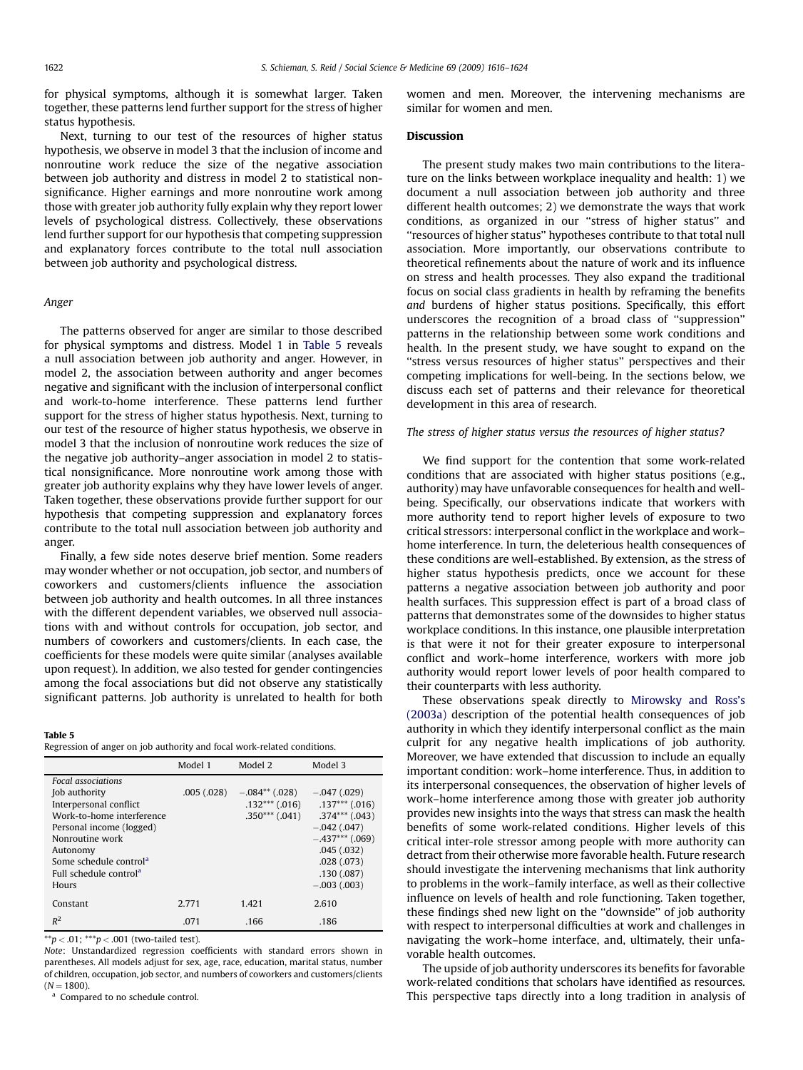for physical symptoms, although it is somewhat larger. Taken together, these patterns lend further support for the stress of higher status hypothesis.

Next, turning to our test of the resources of higher status hypothesis, we observe in model 3 that the inclusion of income and nonroutine work reduce the size of the negative association between job authority and distress in model 2 to statistical nonsignificance. Higher earnings and more nonroutine work among those with greater job authority fully explain why they report lower levels of psychological distress. Collectively, these observations lend further support for our hypothesis that competing suppression and explanatory forces contribute to the total null association between job authority and psychological distress.

### *Anger*

The patterns observed for anger are similar to those described for physical symptoms and distress. Model 1 in Table 5 reveals a null association between job authority and anger. However, in model 2, the association between authority and anger becomes negative and significant with the inclusion of interpersonal conflict and work-to-home interference. These patterns lend further support for the stress of higher status hypothesis. Next, turning to our test of the resource of higher status hypothesis, we observe in model 3 that the inclusion of nonroutine work reduces the size of the negative job authority–anger association in model 2 to statistical nonsignificance. More nonroutine work among those with greater job authority explains why they have lower levels of anger. Taken together, these observations provide further support for our hypothesis that competing suppression and explanatory forces contribute to the total null association between job authority and anger.

Finally, a few side notes deserve brief mention. Some readers may wonder whether or not occupation, job sector, and numbers of coworkers and customers/clients influence the association between job authority and health outcomes. In all three instances with the different dependent variables, we observed null associations with and without controls for occupation, job sector, and numbers of coworkers and customers/clients. In each case, the coefficients for these models were quite similar (analyses available upon request). In addition, we also tested for gender contingencies among the focal associations but did not observe any statistically significant patterns. Job authority is unrelated to health for both women and men. Moreover, the intervening mechanisms are similar for women and men.

**Table 5**
Regression of anger on job authority and focal work-related conditions.

| | Model 1 | Model 2 | Model 3 |
|---|---|---|---|
| *Focal associations* | | | |
| Job authority | .005 (.028) | −.084** (.028) | −.047 (.029) |
| Interpersonal conflict | | .132*** (.016) | .137*** (.016) |
| Work-to-home interference | | .350*** (.041) | .374*** (.043) |
| Personal income (logged) | | | −.042 (.047) |
| Nonroutine work | | | −.437*** (.069) |
| Autonomy | | | .045 (.032) |
| Some schedule control[a] | | | .028 (.073) |
| Full schedule control[a] | | | .130 (.087) |
| Hours | | | −.003 (.003) |
| Constant | 2.771 | 1.421 | 2.610 |
| $R^2$ | .071 | .166 | .186 |

**$p < .01$; ***$p < .001$ (two-tailed test).

*Note*: Unstandardized regression coefficients with standard errors shown in parentheses. All models adjust for sex, age, race, education, marital status, number of children, occupation, job sector, and numbers of coworkers and customers/clients ($N = 1800$).

[a] Compared to no schedule control.

## Discussion

The present study makes two main contributions to the literature on the links between workplace inequality and health: 1) we document a null association between job authority and three different health outcomes; 2) we demonstrate the ways that work conditions, as organized in our ''stress of higher status'' and ''resources of higher status'' hypotheses contribute to that total null association. More importantly, our observations contribute to theoretical refinements about the nature of work and its influence on stress and health processes. They also expand the traditional focus on social class gradients in health by reframing the benefits *and* burdens of higher status positions. Specifically, this effort underscores the recognition of a broad class of ''suppression'' patterns in the relationship between some work conditions and health. In the present study, we have sought to expand on the ''stress versus resources of higher status'' perspectives and their competing implications for well-being. In the sections below, we discuss each set of patterns and their relevance for theoretical development in this area of research.

### *The stress of higher status versus the resources of higher status?*

We find support for the contention that some work-related conditions that are associated with higher status positions (e.g., authority) may have unfavorable consequences for health and well-being. Specifically, our observations indicate that workers with more authority tend to report higher levels of exposure to two critical stressors: interpersonal conflict in the workplace and work–home interference. The deleterious health consequences of these conditions are well-established. By extension, as the stress of higher status hypothesis predicts, once we account for these patterns a negative association between job authority and poor health surfaces. This suppression effect is part of a broad class of patterns that demonstrates some of the downsides to higher status workplace conditions. In this instance, one plausible interpretation is that were it not for their greater exposure to interpersonal conflict and work–home interference, workers with more job authority would report lower levels of poor health compared to their counterparts with less authority.

These observations speak directly to Mirowsky and Ross's (2003a) description of the potential health consequences of job authority in which they identify interpersonal conflict as the main culprit for any negative health implications of job authority. Moreover, we have extended that discussion to include an equally important condition: work–home interference. Thus, in addition to its interpersonal consequences, the observation of higher levels of work–home interference among those with greater job authority provides new insights into the ways that stress can mask the health benefits of some work-related conditions. Higher levels of this critical inter-role stressor among people with more authority can detract from their otherwise more favorable health. Future research should investigate the intervening mechanisms that link authority to problems in the work–family interface, as well as their collective influence on levels of health and role functioning. Taken together, these findings shed new light on the ''downside'' of job authority with respect to interpersonal difficulties at work and challenges in navigating the work–home interface, and, ultimately, their unfavorable health outcomes.

The upside of job authority underscores its benefits for favorable work-related conditions that scholars have identified as resources. This perspective taps directly into a long tradition in analysis of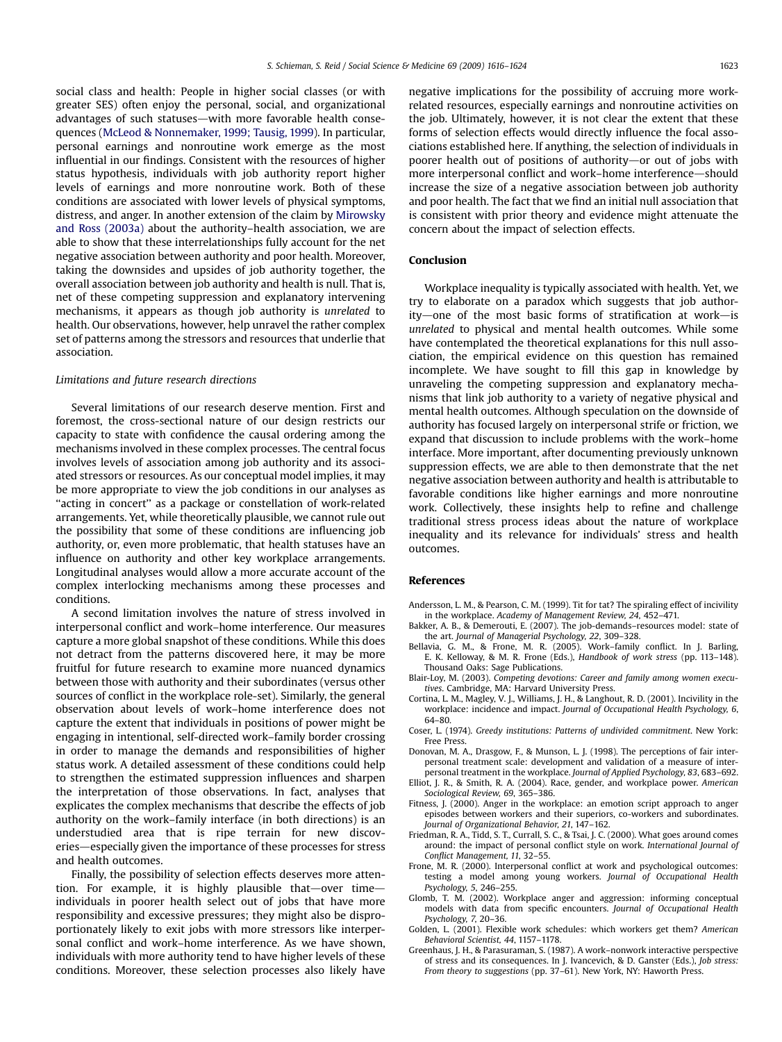social class and health: People in higher social classes (or with greater SES) often enjoy the personal, social, and organizational advantages of such statuses—with more favorable health consequences (McLeod & Nonnemaker, 1999; Tausig, 1999). In particular, personal earnings and nonroutine work emerge as the most influential in our findings. Consistent with the resources of higher status hypothesis, individuals with job authority report higher levels of earnings and more nonroutine work. Both of these conditions are associated with lower levels of physical symptoms, distress, and anger. In another extension of the claim by Mirowsky and Ross (2003a) about the authority–health association, we are able to show that these interrelationships fully account for the net negative association between authority and poor health. Moreover, taking the downsides and upsides of job authority together, the overall association between job authority and health is null. That is, net of these competing suppression and explanatory intervening mechanisms, it appears as though job authority is *unrelated* to health. Our observations, however, help unravel the rather complex set of patterns among the stressors and resources that underlie that association.

### *Limitations and future research directions*

Several limitations of our research deserve mention. First and foremost, the cross-sectional nature of our design restricts our capacity to state with confidence the causal ordering among the mechanisms involved in these complex processes. The central focus involves levels of association among job authority and its associated stressors or resources. As our conceptual model implies, it may be more appropriate to view the job conditions in our analyses as "acting in concert" as a package or constellation of work-related arrangements. Yet, while theoretically plausible, we cannot rule out the possibility that some of these conditions are influencing job authority, or, even more problematic, that health statuses have an influence on authority and other key workplace arrangements. Longitudinal analyses would allow a more accurate account of the complex interlocking mechanisms among these processes and conditions.

A second limitation involves the nature of stress involved in interpersonal conflict and work–home interference. Our measures capture a more global snapshot of these conditions. While this does not detract from the patterns discovered here, it may be more fruitful for future research to examine more nuanced dynamics between those with authority and their subordinates (versus other sources of conflict in the workplace role-set). Similarly, the general observation about levels of work–home interference does not capture the extent that individuals in positions of power might be engaging in intentional, self-directed work–family border crossing in order to manage the demands and responsibilities of higher status work. A detailed assessment of these conditions could help to strengthen the estimated suppression influences and sharpen the interpretation of those observations. In fact, analyses that explicates the complex mechanisms that describe the effects of job authority on the work–family interface (in both directions) is an understudied area that is ripe terrain for new discoveries—especially given the importance of these processes for stress and health outcomes.

Finally, the possibility of selection effects deserves more attention. For example, it is highly plausible that—over time—individuals in poorer health select out of jobs that have more responsibility and excessive pressures; they might also be disproportionately likely to exit jobs with more stressors like interpersonal conflict and work–home interference. As we have shown, individuals with more authority tend to have higher levels of these conditions. Moreover, these selection processes also likely have negative implications for the possibility of accruing more work-related resources, especially earnings and nonroutine activities on the job. Ultimately, however, it is not clear the extent that these forms of selection effects would directly influence the focal associations established here. If anything, the selection of individuals in poorer health out of positions of authority—or out of jobs with more interpersonal conflict and work–home interference—should increase the size of a negative association between job authority and poor health. The fact that we find an initial null association that is consistent with prior theory and evidence might attenuate the concern about the impact of selection effects.

## Conclusion

Workplace inequality is typically associated with health. Yet, we try to elaborate on a paradox which suggests that job authority—one of the most basic forms of stratification at work—is *unrelated* to physical and mental health outcomes. While some have contemplated the theoretical explanations for this null association, the empirical evidence on this question has remained incomplete. We have sought to fill this gap in knowledge by unraveling the competing suppression and explanatory mechanisms that link job authority to a variety of negative physical and mental health outcomes. Although speculation on the downside of authority has focused largely on interpersonal strife or friction, we expand that discussion to include problems with the work–home interface. More important, after documenting previously unknown suppression effects, we are able to then demonstrate that the net negative association between authority and health is attributable to favorable conditions like higher earnings and more nonroutine work. Collectively, these insights help to refine and challenge traditional stress process ideas about the nature of workplace inequality and its relevance for individuals' stress and health outcomes.

## References

Andersson, L. M., & Pearson, C. M. (1999). Tit for tat? The spiraling effect of incivility in the workplace. *Academy of Management Review, 24*, 452–471.

Bakker, A. B., & Demerouti, E. (2007). The job-demands–resources model: state of the art. *Journal of Managerial Psychology, 22*, 309–328.

Bellavia, G. M., & Frone, M. R. (2005). Work–family conflict. In J. Barling, E. K. Kelloway, & M. R. Frone (Eds.), *Handbook of work stress* (pp. 113–148). Thousand Oaks: Sage Publications.

Blair-Loy, M. (2003). *Competing devotions: Career and family among women executives*. Cambridge, MA: Harvard University Press.

Cortina, L. M., Magley, V. J., Williams, J. H., & Langhout, R. D. (2001). Incivility in the workplace: incidence and impact. *Journal of Occupational Health Psychology, 6*, 64–80.

Coser, L. (1974). *Greedy institutions: Patterns of undivided commitment*. New York: Free Press.

Donovan, M. A., Drasgow, F., & Munson, L. J. (1998). The perceptions of fair interpersonal treatment scale: development and validation of a measure of interpersonal treatment in the workplace. *Journal of Applied Psychology, 83*, 683–692.

Elliot, J. R., & Smith, R. A. (2004). Race, gender, and workplace power. *American Sociological Review, 69*, 365–386.

Fitness, J. (2000). Anger in the workplace: an emotion script approach to anger episodes between workers and their superiors, co-workers and subordinates. *Journal of Organizational Behavior, 21*, 147–162.

Friedman, R. A., Tidd, S. T., Currall, S. C., & Tsai, J. C. (2000). What goes around comes around: the impact of personal conflict style on work. *International Journal of Conflict Management, 11*, 32–55.

Frone, M. R. (2000). Interpersonal conflict at work and psychological outcomes: testing a model among young workers. *Journal of Occupational Health Psychology, 5*, 246–255.

Glomb, T. M. (2002). Workplace anger and aggression: informing conceptual models with data from specific encounters. *Journal of Occupational Health Psychology, 7*, 20–36.

Golden, L. (2001). Flexible work schedules: which workers get them? *American Behavioral Scientist, 44*, 1157–1178.

Greenhaus, J. H., & Parasuraman, S. (1987). A work–nonwork interactive perspective of stress and its consequences. In J. Ivancevich, & D. Ganster (Eds.), *Job stress: From theory to suggestions* (pp. 37–61). New York, NY: Haworth Press.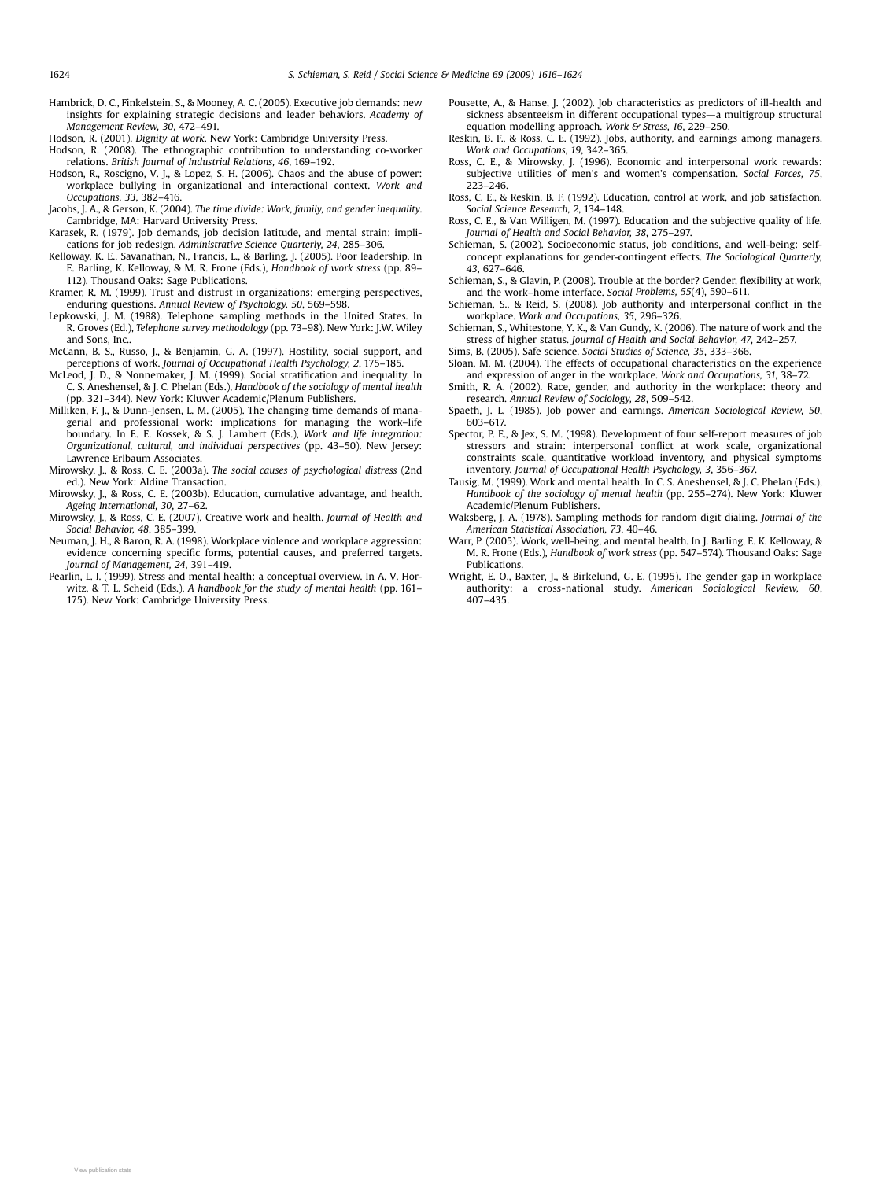Hambrick, D. C., Finkelstein, S., & Mooney, A. C. (2005). Executive job demands: new insights for explaining strategic decisions and leader behaviors. *Academy of Management Review, 30*, 472–491.

Hodson, R. (2001). *Dignity at work*. New York: Cambridge University Press.

Hodson, R. (2008). The ethnographic contribution to understanding co-worker relations. *British Journal of Industrial Relations, 46*, 169–192.

Hodson, R., Roscigno, V. J., & Lopez, S. H. (2006). Chaos and the abuse of power: workplace bullying in organizational and interactional context. *Work and Occupations, 33*, 382–416.

Jacobs, J. A., & Gerson, K. (2004). *The time divide: Work, family, and gender inequality*. Cambridge, MA: Harvard University Press.

Karasek, R. (1979). Job demands, job decision latitude, and mental strain: implications for job redesign. *Administrative Science Quarterly, 24*, 285–306.

Kelloway, K. E., Savanathan, N., Francis, L., & Barling, J. (2005). Poor leadership. In E. Barling, K. Kelloway, & M. R. Frone (Eds.), *Handbook of work stress* (pp. 89–112). Thousand Oaks: Sage Publications.

Kramer, R. M. (1999). Trust and distrust in organizations: emerging perspectives, enduring questions. *Annual Review of Psychology, 50*, 569–598.

Lepkowski, J. M. (1988). Telephone sampling methods in the United States. In R. Groves (Ed.), *Telephone survey methodology* (pp. 73–98). New York: J.W. Wiley and Sons, Inc..

McCann, B. S., Russo, J., & Benjamin, G. A. (1997). Hostility, social support, and perceptions of work. *Journal of Occupational Health Psychology, 2*, 175–185.

McLeod, J. D., & Nonnemaker, J. M. (1999). Social stratification and inequality. In C. S. Aneshensel, & J. C. Phelan (Eds.), *Handbook of the sociology of mental health* (pp. 321–344). New York: Kluwer Academic/Plenum Publishers.

Milliken, F. J., & Dunn-Jensen, L. M. (2005). The changing time demands of managerial and professional work: implications for managing the work–life boundary. In E. E. Kossek, & S. J. Lambert (Eds.), *Work and life integration: Organizational, cultural, and individual perspectives* (pp. 43–50). New Jersey: Lawrence Erlbaum Associates.

Mirowsky, J., & Ross, C. E. (2003a). *The social causes of psychological distress* (2nd ed.). New York: Aldine Transaction.

Mirowsky, J., & Ross, C. E. (2003b). Education, cumulative advantage, and health. *Ageing International, 30*, 27–62.

Mirowsky, J., & Ross, C. E. (2007). Creative work and health. *Journal of Health and Social Behavior, 48*, 385–399.

Neuman, J. H., & Baron, R. A. (1998). Workplace violence and workplace aggression: evidence concerning specific forms, potential causes, and preferred targets. *Journal of Management, 24*, 391–419.

Pearlin, L. I. (1999). Stress and mental health: a conceptual overview. In A. V. Horwitz, & T. L. Scheid (Eds.), *A handbook for the study of mental health* (pp. 161–175). New York: Cambridge University Press.

Pousette, A., & Hanse, J. (2002). Job characteristics as predictors of ill-health and sickness absenteeism in different occupational types—a multigroup structural equation modelling approach. *Work & Stress, 16*, 229–250.

Reskin, B. F., & Ross, C. E. (1992). Jobs, authority, and earnings among managers. *Work and Occupations, 19*, 342–365.

Ross, C. E., & Mirowsky, J. (1996). Economic and interpersonal work rewards: subjective utilities of men's and women's compensation. *Social Forces, 75*, 223–246.

Ross, C. E., & Reskin, B. F. (1992). Education, control at work, and job satisfaction. *Social Science Research, 2*, 134–148.

Ross, C. E., & Van Willigen, M. (1997). Education and the subjective quality of life. *Journal of Health and Social Behavior, 38*, 275–297.

Schieman, S. (2002). Socioeconomic status, job conditions, and well-being: self-concept explanations for gender-contingent effects. *The Sociological Quarterly, 43*, 627–646.

Schieman, S., & Glavin, P. (2008). Trouble at the border? Gender, flexibility at work, and the work–home interface. *Social Problems, 55*(4), 590–611.

Schieman, S., & Reid, S. (2008). Job authority and interpersonal conflict in the workplace. *Work and Occupations, 35*, 296–326.

Schieman, S., Whitestone, Y. K., & Van Gundy, K. (2006). The nature of work and the stress of higher status. *Journal of Health and Social Behavior, 47*, 242–257.

Sims, B. (2005). Safe science. *Social Studies of Science, 35*, 333–366.

Sloan, M. M. (2004). The effects of occupational characteristics on the experience and expression of anger in the workplace. *Work and Occupations, 31*, 38–72.

Smith, R. A. (2002). Race, gender, and authority in the workplace: theory and research. *Annual Review of Sociology, 28*, 509–542.

Spaeth, J. L. (1985). Job power and earnings. *American Sociological Review, 50*, 603–617.

Spector, P. E., & Jex, S. M. (1998). Development of four self-report measures of job stressors and strain: interpersonal conflict at work scale, organizational constraints scale, quantitative workload inventory, and physical symptoms inventory. *Journal of Occupational Health Psychology, 3*, 356–367.

Tausig, M. (1999). Work and mental health. In C. S. Aneshensel, & J. C. Phelan (Eds.), *Handbook of the sociology of mental health* (pp. 255–274). New York: Kluwer Academic/Plenum Publishers.

Waksberg, J. A. (1978). Sampling methods for random digit dialing. *Journal of the American Statistical Association, 73*, 40–46.

Warr, P. (2005). Work, well-being, and mental health. In J. Barling, E. K. Kelloway, & M. R. Frone (Eds.), *Handbook of work stress* (pp. 547–574). Thousand Oaks: Sage Publications.

Wright, E. O., Baxter, J., & Birkelund, G. E. (1995). The gender gap in workplace authority: a cross-national study. *American Sociological Review, 60*, 407–435.